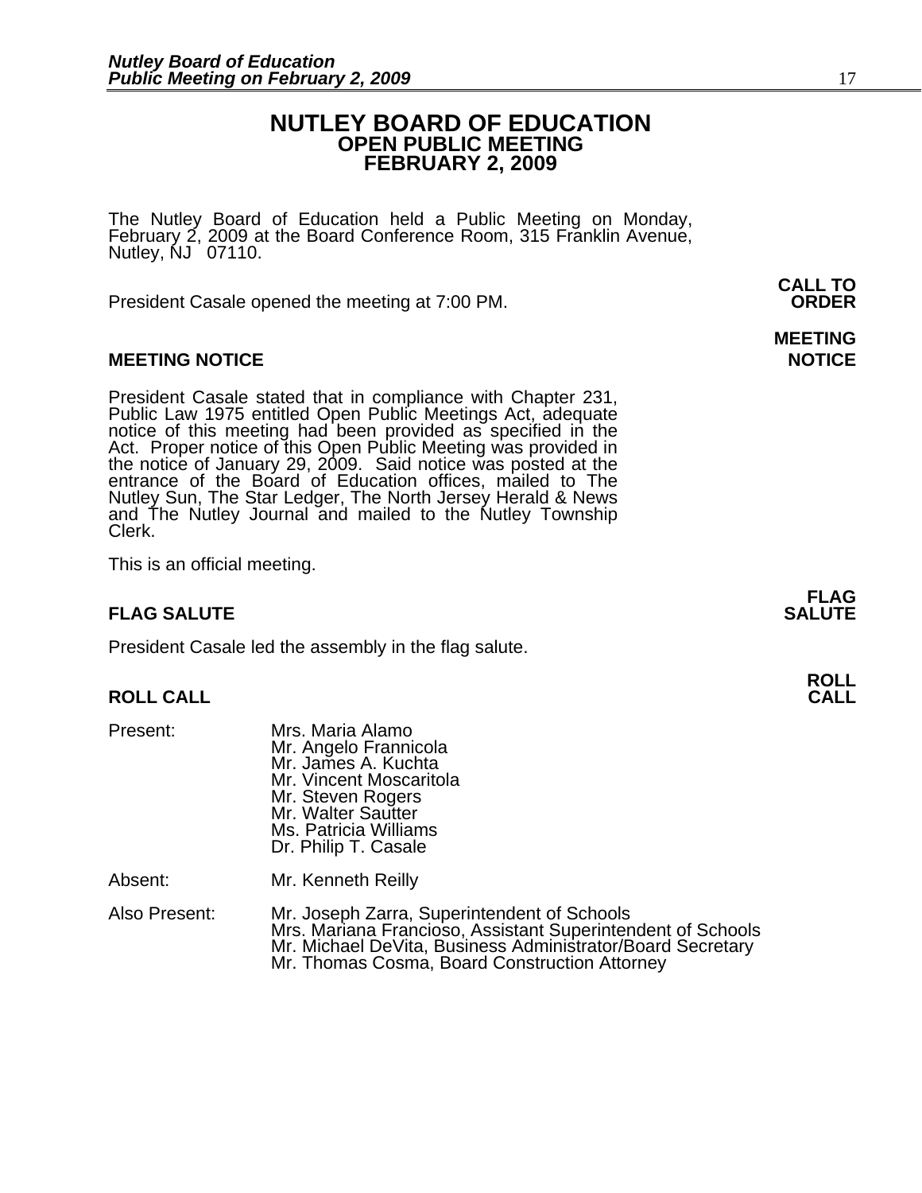# NUTLEY BOARD OF EDUCATION
## OPEN PUBLIC MEETING
## FEBRUARY 2, 2009

The Nutley Board of Education held a Public Meeting on Monday, February 2, 2009 at the Board Conference Room, 315 Franklin Avenue, Nutley, NJ 07110.

**CALL TO ORDER**

President Casale opened the meeting at 7:00 PM.

**MEETING NOTICE**

President Casale stated that in compliance with Chapter 231, Public Law 1975 entitled Open Public Meetings Act, adequate notice of this meeting had been provided as specified in the Act. Proper notice of this Open Public Meeting was provided in the notice of January 29, 2009. Said notice was posted at the entrance of the Board of Education offices, mailed to The Nutley Sun, The Star Ledger, The North Jersey Herald & News and The Nutley Journal and mailed to the Nutley Township Clerk.

This is an official meeting.

**FLAG SALUTE**

President Casale led the assembly in the flag salute.

**ROLL CALL**

Present:
Mrs. Maria Alamo
Mr. Angelo Frannicola
Mr. James A. Kuchta
Mr. Vincent Moscaritola
Mr. Steven Rogers
Mr. Walter Sautter
Ms. Patricia Williams
Dr. Philip T. Casale

Absent:
Mr. Kenneth Reilly

Also Present:
Mr. Joseph Zarra, Superintendent of Schools
Mrs. Mariana Francioso, Assistant Superintendent of Schools
Mr. Michael DeVita, Business Administrator/Board Secretary
Mr. Thomas Cosma, Board Construction Attorney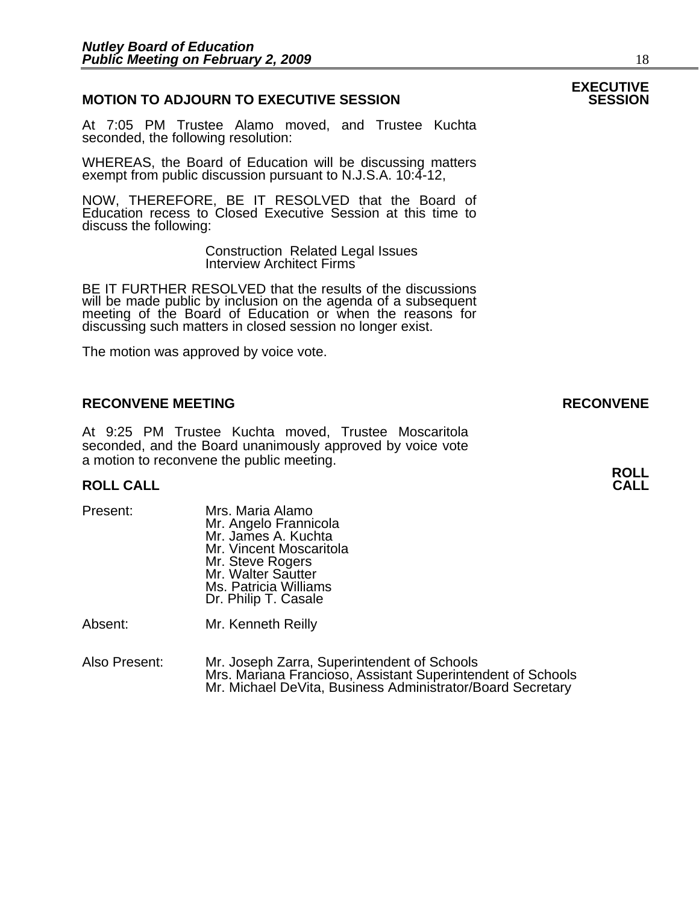## MOTION TO ADJOURN TO EXECUTIVE SESSION

**EXECUTIVE SESSION**

At 7:05 PM Trustee Alamo moved, and Trustee Kuchta seconded, the following resolution:

WHEREAS, the Board of Education will be discussing matters exempt from public discussion pursuant to N.J.S.A. 10:4-12,

NOW, THEREFORE, BE IT RESOLVED that the Board of Education recess to Closed Executive Session at this time to discuss the following:

Construction Related Legal Issues
Interview Architect Firms

BE IT FURTHER RESOLVED that the results of the discussions will be made public by inclusion on the agenda of a subsequent meeting of the Board of Education or when the reasons for discussing such matters in closed session no longer exist.

The motion was approved by voice vote.

## RECONVENE MEETING

**RECONVENE**

At 9:25 PM Trustee Kuchta moved, Trustee Moscaritola seconded, and the Board unanimously approved by voice vote a motion to reconvene the public meeting.

## ROLL CALL

**ROLL CALL**

Present:
Mrs. Maria Alamo
Mr. Angelo Frannicola
Mr. James A. Kuchta
Mr. Vincent Moscaritola
Mr. Steve Rogers
Mr. Walter Sautter
Ms. Patricia Williams
Dr. Philip T. Casale

Absent:
Mr. Kenneth Reilly

Also Present:
Mr. Joseph Zarra, Superintendent of Schools
Mrs. Mariana Francioso, Assistant Superintendent of Schools
Mr. Michael DeVita, Business Administrator/Board Secretary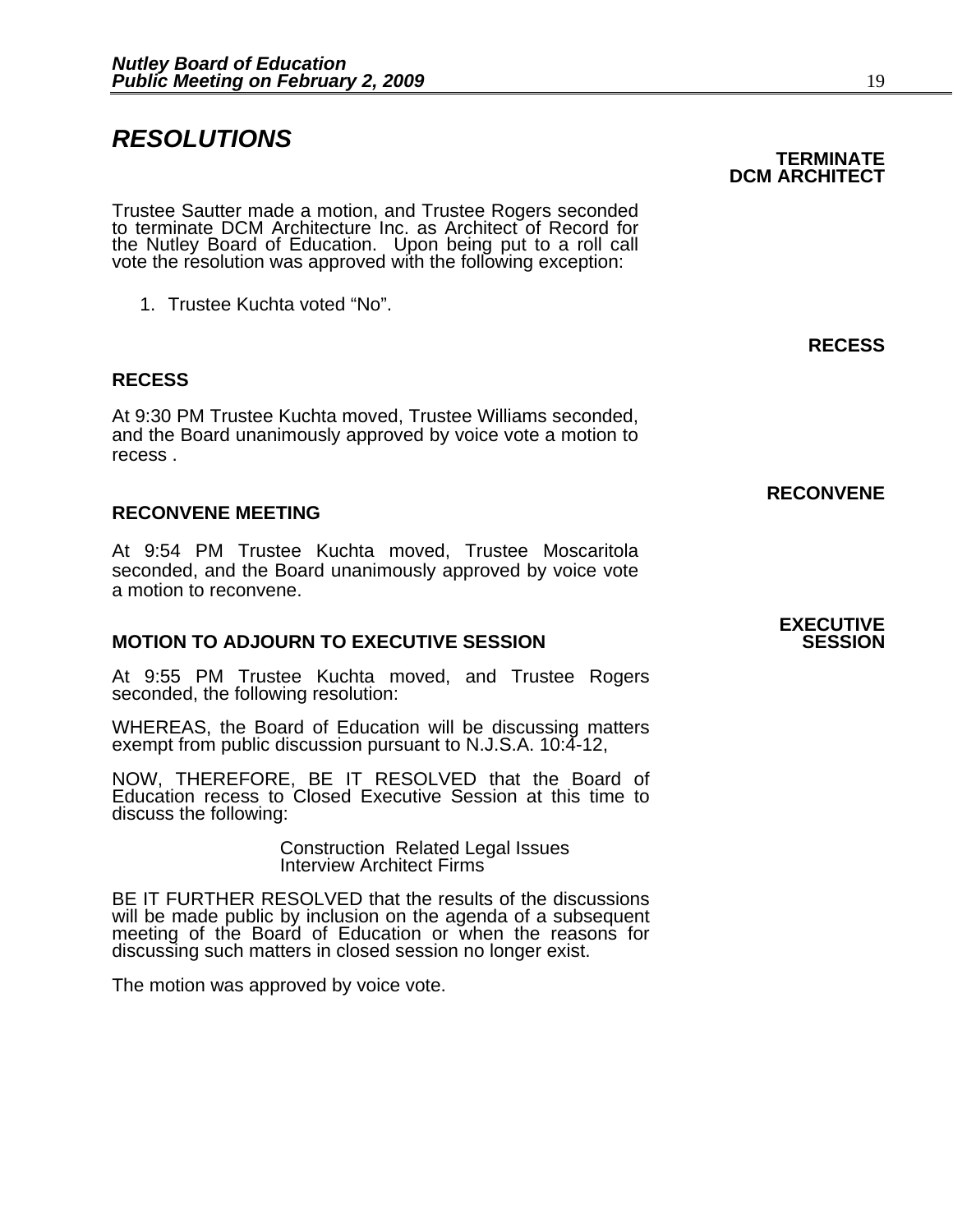## *RESOLUTIONS*

**TERMINATE DCM ARCHITECT**

Trustee Sautter made a motion, and Trustee Rogers seconded to terminate DCM Architecture Inc. as Architect of Record for the Nutley Board of Education. Upon being put to a roll call vote the resolution was approved with the following exception:

1. Trustee Kuchta voted "No".

**RECESS**

### RECESS

At 9:30 PM Trustee Kuchta moved, Trustee Williams seconded, and the Board unanimously approved by voice vote a motion to recess .

**RECONVENE**

### RECONVENE MEETING

At 9:54 PM Trustee Kuchta moved, Trustee Moscaritola seconded, and the Board unanimously approved by voice vote a motion to reconvene.

**EXECUTIVE SESSION**

### MOTION TO ADJOURN TO EXECUTIVE SESSION

At 9:55 PM Trustee Kuchta moved, and Trustee Rogers seconded, the following resolution:

WHEREAS, the Board of Education will be discussing matters exempt from public discussion pursuant to N.J.S.A. 10:4-12,

NOW, THEREFORE, BE IT RESOLVED that the Board of Education recess to Closed Executive Session at this time to discuss the following:

Construction Related Legal Issues
Interview Architect Firms

BE IT FURTHER RESOLVED that the results of the discussions will be made public by inclusion on the agenda of a subsequent meeting of the Board of Education or when the reasons for discussing such matters in closed session no longer exist.

The motion was approved by voice vote.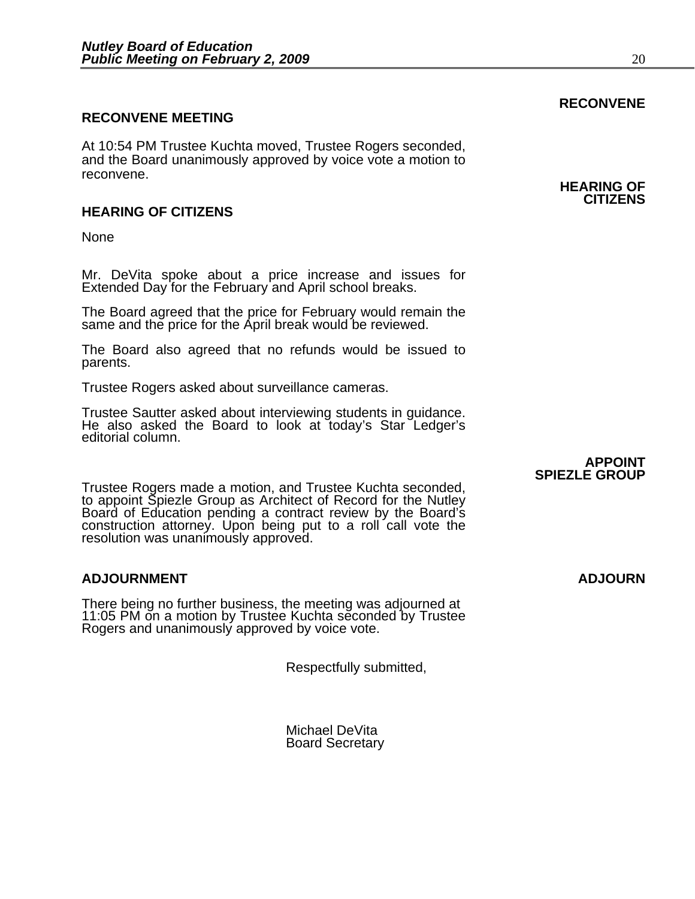**RECONVENE**

## RECONVENE MEETING

At 10:54 PM Trustee Kuchta moved, Trustee Rogers seconded, and the Board unanimously approved by voice vote a motion to reconvene.

**HEARING OF CITIZENS**

## HEARING OF CITIZENS

None

Mr. DeVita spoke about a price increase and issues for Extended Day for the February and April school breaks.

The Board agreed that the price for February would remain the same and the price for the April break would be reviewed.

The Board also agreed that no refunds would be issued to parents.

Trustee Rogers asked about surveillance cameras.

Trustee Sautter asked about interviewing students in guidance. He also asked the Board to look at today's Star Ledger's editorial column.

**APPOINT SPIEZLE GROUP**

Trustee Rogers made a motion, and Trustee Kuchta seconded, to appoint Spiezle Group as Architect of Record for the Nutley Board of Education pending a contract review by the Board's construction attorney. Upon being put to a roll call vote the resolution was unanimously approved.

## ADJOURNMENT

**ADJOURN**

There being no further business, the meeting was adjourned at 11:05 PM on a motion by Trustee Kuchta seconded by Trustee Rogers and unanimously approved by voice vote.

Respectfully submitted,

Michael DeVita
Board Secretary